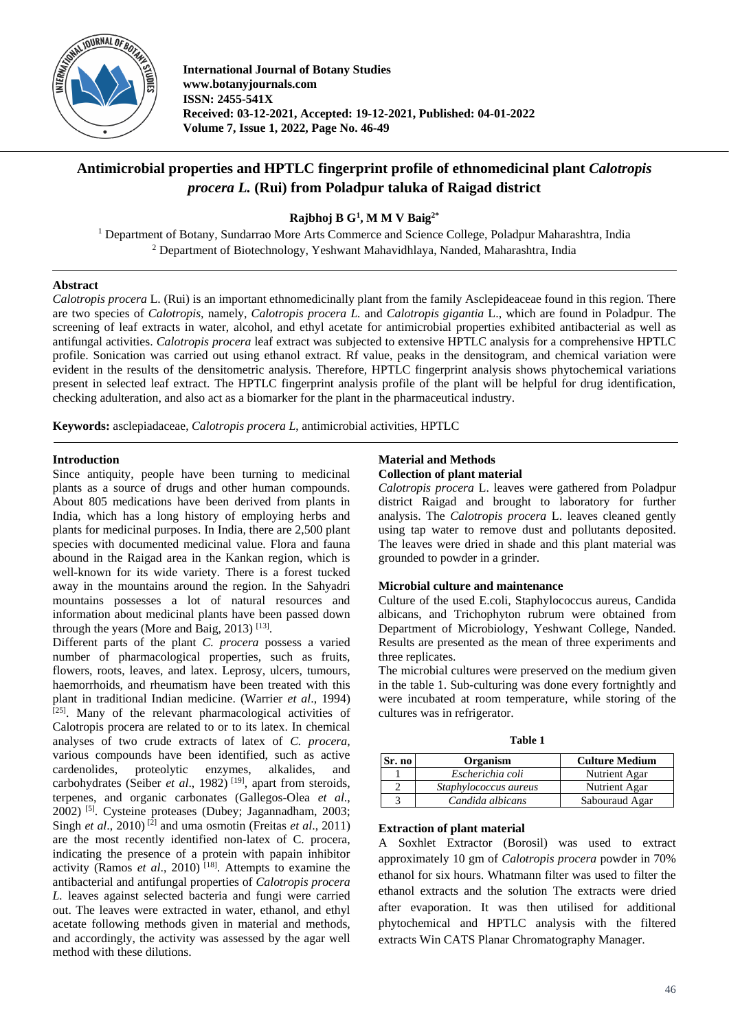# Antimicrobial properties and HPTLC fingerprint profile of ethnomedicinal plant *Calotropis procera L.* (Rui) from Poladpur taluka of Raigad district

**Rajbhoj B G[1], M M V Baig[2*]**

[1] Department of Botany, Sundarrao More Arts Commerce and Science College, Poladpur Maharashtra, India
[2] Department of Biotechnology, Yeshwant Mahavidhlaya, Nanded, Maharashtra, India

## Abstract

*Calotropis procera* L. (Rui) is an important ethnomedicinally plant from the family Asclepideaceae found in this region. There are two species of *Calotropis,* namely, *Calotropis procera L.* and *Calotropis gigantia* L., which are found in Poladpur. The screening of leaf extracts in water, alcohol, and ethyl acetate for antimicrobial properties exhibited antibacterial as well as antifungal activities. *Calotropis procera* leaf extract was subjected to extensive HPTLC analysis for a comprehensive HPTLC profile. Sonication was carried out using ethanol extract. Rf value, peaks in the densitogram, and chemical variation were evident in the results of the densitometric analysis. Therefore, HPTLC fingerprint analysis shows phytochemical variations present in selected leaf extract. The HPTLC fingerprint analysis profile of the plant will be helpful for drug identification, checking adulteration, and also act as a biomarker for the plant in the pharmaceutical industry.

**Keywords:** asclepiadaceae, *Calotropis procera L*, antimicrobial activities, HPTLC

## Introduction

Since antiquity, people have been turning to medicinal plants as a source of drugs and other human compounds. About 805 medications have been derived from plants in India, which has a long history of employing herbs and plants for medicinal purposes. In India, there are 2,500 plant species with documented medicinal value. Flora and fauna abound in the Raigad area in the Kankan region, which is well-known for its wide variety. There is a forest tucked away in the mountains around the region. In the Sahyadri mountains possesses a lot of natural resources and information about medicinal plants have been passed down through the years (More and Baig, 2013) [13].

Different parts of the plant *C. procera* possess a varied number of pharmacological properties, such as fruits, flowers, roots, leaves, and latex. Leprosy, ulcers, tumours, haemorrhoids, and rheumatism have been treated with this plant in traditional Indian medicine. (Warrier *et al*., 1994) [25]. Many of the relevant pharmacological activities of Calotropis procera are related to or to its latex. In chemical analyses of two crude extracts of latex of *C. procera*, various compounds have been identified, such as active cardenolides, proteolytic enzymes, alkalides, and carbohydrates (Seiber *et al*., 1982) [19], apart from steroids, terpenes, and organic carbonates (Gallegos-Olea *et al*., 2002) [5]. Cysteine proteases (Dubey; Jagannadham, 2003; Singh *et al*., 2010) [2] and uma osmotin (Freitas *et al*., 2011) are the most recently identified non-latex of C. procera, indicating the presence of a protein with papain inhibitor activity (Ramos *et al*., 2010) [18]. Attempts to examine the antibacterial and antifungal properties of *Calotropis procera L.* leaves against selected bacteria and fungi were carried out. The leaves were extracted in water, ethanol, and ethyl acetate following methods given in material and methods, and accordingly, the activity was assessed by the agar well method with these dilutions.

## Material and Methods

### Collection of plant material

*Calotropis procera* L. leaves were gathered from Poladpur district Raigad and brought to laboratory for further analysis. The *Calotropis procera* L. leaves cleaned gently using tap water to remove dust and pollutants deposited. The leaves were dried in shade and this plant material was grounded to powder in a grinder.

### Microbial culture and maintenance

Culture of the used E.coli, Staphylococcus aureus, Candida albicans, and Trichophyton rubrum were obtained from Department of Microbiology, Yeshwant College, Nanded. Results are presented as the mean of three experiments and three replicates.

The microbial cultures were preserved on the medium given in the table 1. Sub-culturing was done every fortnightly and were incubated at room temperature, while storing of the cultures was in refrigerator.

**Table 1**

| Sr. no | Organism | Culture Medium |
|---|---|---|
| 1 | *Escherichia coli* | Nutrient Agar |
| 2 | *Staphylococcus aureus* | Nutrient Agar |
| 3 | *Candida albicans* | Sabouraud Agar |

### Extraction of plant material

A Soxhlet Extractor (Borosil) was used to extract approximately 10 gm of *Calotropis procera* powder in 70% ethanol for six hours. Whatmann filter was used to filter the ethanol extracts and the solution The extracts were dried after evaporation. It was then utilised for additional phytochemical and HPTLC analysis with the filtered extracts Win CATS Planar Chromatography Manager.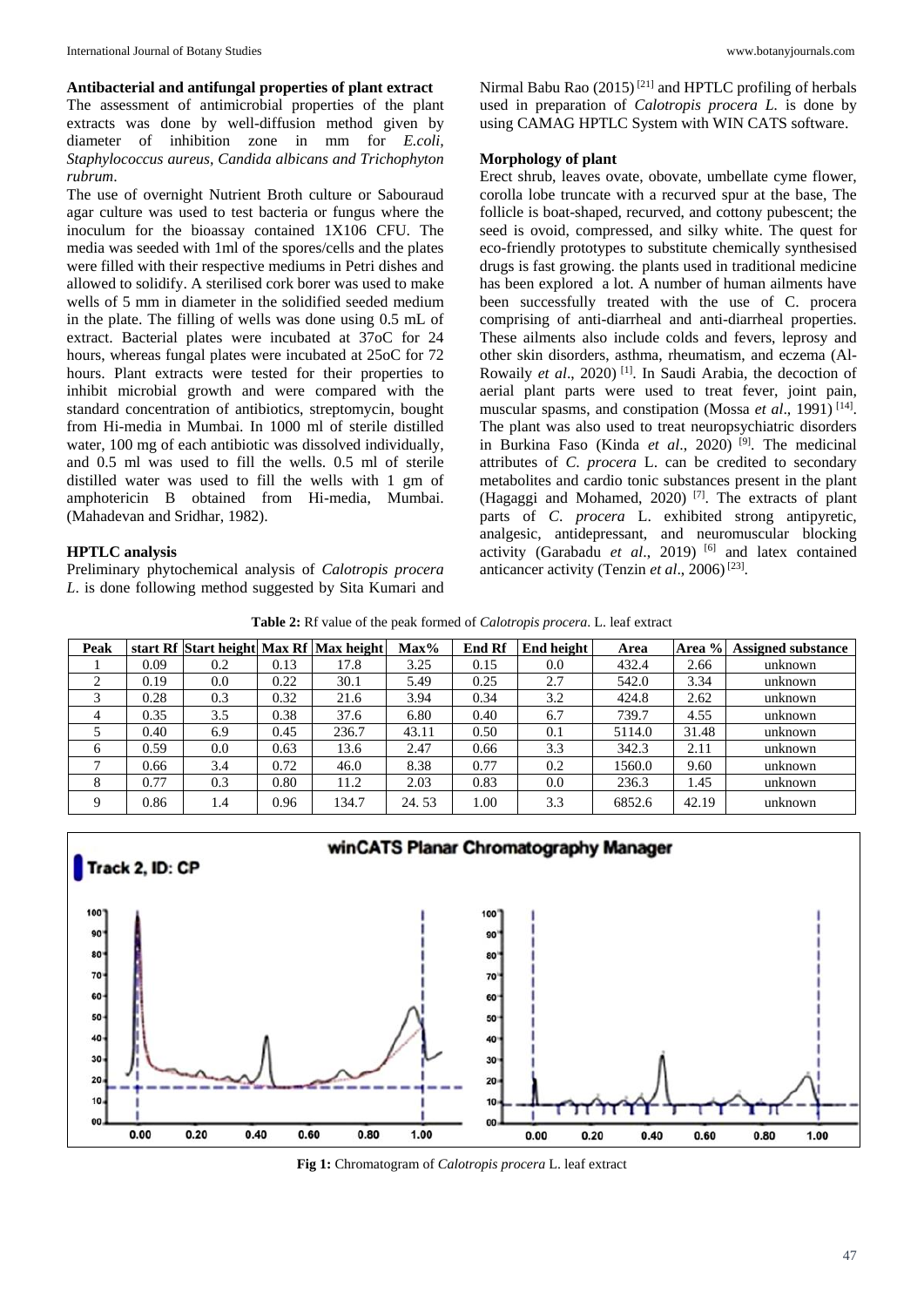**Antibacterial and antifungal properties of plant extract**

The assessment of antimicrobial properties of the plant extracts was done by well-diffusion method given by diameter of inhibition zone in mm for *E.coli, Staphylococcus aureus, Candida albicans and Trichophyton rubrum*.

The use of overnight Nutrient Broth culture or Sabouraud agar culture was used to test bacteria or fungus where the inoculum for the bioassay contained 1X106 CFU. The media was seeded with 1ml of the spores/cells and the plates were filled with their respective mediums in Petri dishes and allowed to solidify. A sterilised cork borer was used to make wells of 5 mm in diameter in the solidified seeded medium in the plate. The filling of wells was done using 0.5 mL of extract. Bacterial plates were incubated at 37oC for 24 hours, whereas fungal plates were incubated at 25oC for 72 hours. Plant extracts were tested for their properties to inhibit microbial growth and were compared with the standard concentration of antibiotics, streptomycin, bought from Hi-media in Mumbai. In 1000 ml of sterile distilled water, 100 mg of each antibiotic was dissolved individually, and 0.5 ml was used to fill the wells. 0.5 ml of sterile distilled water was used to fill the wells with 1 gm of amphotericin B obtained from Hi-media, Mumbai. (Mahadevan and Sridhar, 1982).

**HPTLC analysis**

Preliminary phytochemical analysis of *Calotropis procera L*. is done following method suggested by Sita Kumari and Nirmal Babu Rao (2015) [21] and HPTLC profiling of herbals used in preparation of *Calotropis procera L.* is done by using CAMAG HPTLC System with WIN CATS software.

**Morphology of plant**

Erect shrub, leaves ovate, obovate, umbellate cyme flower, corolla lobe truncate with a recurved spur at the base, The follicle is boat-shaped, recurved, and cottony pubescent; the seed is ovoid, compressed, and silky white. The quest for eco-friendly prototypes to substitute chemically synthesised drugs is fast growing. the plants used in traditional medicine has been explored a lot. A number of human ailments have been successfully treated with the use of C. procera comprising of anti-diarrheal and anti-diarrheal properties. These ailments also include colds and fevers, leprosy and other skin disorders, asthma, rheumatism, and eczema (Al-Rowaily *et al*., 2020) [1]. In Saudi Arabia, the decoction of aerial plant parts were used to treat fever, joint pain, muscular spasms, and constipation (Mossa *et al*., 1991) [14]. The plant was also used to treat neuropsychiatric disorders in Burkina Faso (Kinda *et al*., 2020) [9]. The medicinal attributes of *C. procera* L. can be credited to secondary metabolites and cardio tonic substances present in the plant (Hagaggi and Mohamed, 2020) [7]. The extracts of plant parts of *C. procera* L. exhibited strong antipyretic, analgesic, antidepressant, and neuromuscular blocking activity (Garabadu *et al*., 2019) [6] and latex contained anticancer activity (Tenzin *et al*., 2006) [23].

**Table 2:** Rf value of the peak formed of *Calotropis procera*. L. leaf extract

| Peak | start Rf | Start height | Max Rf | Max height | Max% | End Rf | End height | Area | Area % | Assigned substance |
|---|---|---|---|---|---|---|---|---|---|---|
| 1 | 0.09 | 0.2 | 0.13 | 17.8 | 3.25 | 0.15 | 0.0 | 432.4 | 2.66 | unknown |
| 2 | 0.19 | 0.0 | 0.22 | 30.1 | 5.49 | 0.25 | 2.7 | 542.0 | 3.34 | unknown |
| 3 | 0.28 | 0.3 | 0.32 | 21.6 | 3.94 | 0.34 | 3.2 | 424.8 | 2.62 | unknown |
| 4 | 0.35 | 3.5 | 0.38 | 37.6 | 6.80 | 0.40 | 6.7 | 739.7 | 4.55 | unknown |
| 5 | 0.40 | 6.9 | 0.45 | 236.7 | 43.11 | 0.50 | 0.1 | 5114.0 | 31.48 | unknown |
| 6 | 0.59 | 0.0 | 0.63 | 13.6 | 2.47 | 0.66 | 3.3 | 342.3 | 2.11 | unknown |
| 7 | 0.66 | 3.4 | 0.72 | 46.0 | 8.38 | 0.77 | 0.2 | 1560.0 | 9.60 | unknown |
| 8 | 0.77 | 0.3 | 0.80 | 11.2 | 2.03 | 0.83 | 0.0 | 236.3 | 1.45 | unknown |
| 9 | 0.86 | 1.4 | 0.96 | 134.7 | 24. 53 | 1.00 | 3.3 | 6852.6 | 42.19 | unknown |

winCATS Planar Chromatography Manager

Track 2, ID: CP

100
90
80
70
60
50
40
30
20
10
00

0.00 0.20 0.40 0.60 0.80 1.00

100
90
80
70
60
50
40
30
20
10
00

0.00 0.20 0.40 0.60 0.80 1.00

**Fig 1:** Chromatogram of *Calotropis procera* L. leaf extract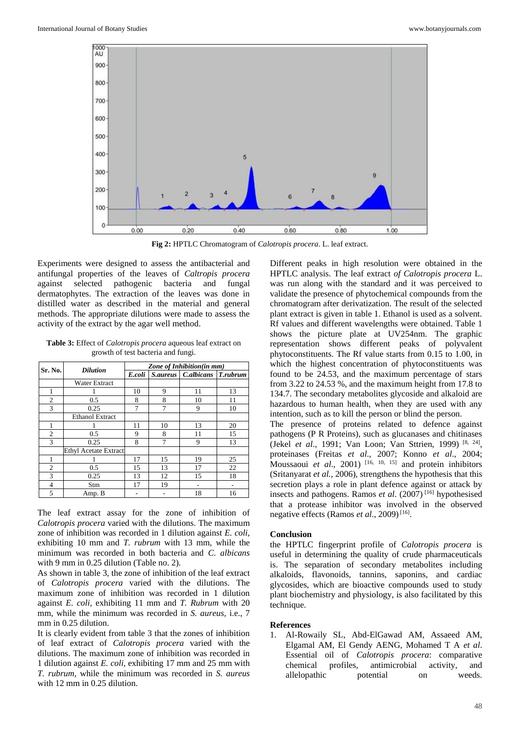1000
AU
900
800
700
600
500
400
300
200
100
0

5
9
1
2
3
4
6
7
8

0.00
0.20
0.40
0.60
0.80
1.00

**Fig 2:** HPTLC Chromatogram of *Calotropis procera*. L. leaf extract.

Experiments were designed to assess the antibacterial and antifungal properties of the leaves of *Caltropis procera* against selected pathogenic bacteria and fungal dermatophytes. The extraction of the leaves was done in distilled water as described in the material and general methods. The appropriate dilutions were made to assess the activity of the extract by the agar well method.

**Table 3:** Effect of *Calotropis procera* aqueous leaf extract on growth of test bacteria and fungi.

| Sr. No. | *Dilution* | *Zone of Inhibition(in mm)* | | | |
|---|---|---|---|---|---|
| | | *E.coli* | *S.aureus* | *C.albicans* | *T.rubrum* |
| | Water Extract | | | | |
| 1 | 1 | 10 | 9 | 11 | 13 |
| 2 | 0.5 | 8 | 8 | 10 | 11 |
| 3 | 0.25 | 7 | 7 | 9 | 10 |
| | Ethanol Extract | | | | |
| 1 | 1 | 11 | 10 | 13 | 20 |
| 2 | 0.5 | 9 | 8 | 11 | 15 |
| 3 | 0.25 | 8 | 7 | 9 | 13 |
| | Ethyl Acetate Extract | | | | |
| 1 | 1 | 17 | 15 | 19 | 25 |
| 2 | 0.5 | 15 | 13 | 17 | 22 |
| 3 | 0.25 | 13 | 12 | 15 | 18 |
| 4 | Stm | 17 | 19 | - | - |
| 5 | Amp. B | - | - | 18 | 16 |

The leaf extract assay for the zone of inhibition of *Calotropis procera* varied with the dilutions. The maximum zone of inhibition was recorded in 1 dilution against *E. coli*, exhibiting 10 mm and *T. rubrum* with 13 mm, while the minimum was recorded in both bacteria and *C. albicans* with 9 mm in 0.25 dilution (Table no. 2).

As shown in table 3, the zone of inhibition of the leaf extract of *Calotropis procera* varied with the dilutions. The maximum zone of inhibition was recorded in 1 dilution against *E. coli*, exhibiting 11 mm and *T. Rubrum* with 20 mm, while the minimum was recorded in *S. aureus*, i.e., 7 mm in 0.25 dilution.

It is clearly evident from table 3 that the zones of inhibition of leaf extract of *Calotropis procera* varied with the dilutions. The maximum zone of inhibition was recorded in 1 dilution against *E. coli*, exhibiting 17 mm and 25 mm with *T. rubrum*, while the minimum was recorded in *S. aureus* with 12 mm in 0.25 dilution.

Different peaks in high resolution were obtained in the HPTLC analysis. The leaf extract *of Calotropis procera* L. was run along with the standard and it was perceived to validate the presence of phytochemical compounds from the chromatogram after derivatization. The result of the selected plant extract is given in table 1. Ethanol is used as a solvent. Rf values and different wavelengths were obtained. Table 1 shows the picture plate at UV254nm. The graphic representation shows different peaks of polyvalent phytoconstituents. The Rf value starts from 0.15 to 1.00, in which the highest concentration of phytoconstituents was found to be 24.53, and the maximum percentage of stars from 3.22 to 24.53 %, and the maximum height from 17.8 to 134.7. The secondary metabolites glycoside and alkaloid are hazardous to human health, when they are used with any intention, such as to kill the person or blind the person.

The presence of proteins related to defence against pathogens (P R Proteins), such as glucanases and chitinases (Jekel *et al*., 1991; Van Loon; Van Sttrien, 1999) [8, 24], proteinases (Freitas *et al*., 2007; Konno *et al*., 2004; Moussaoui *et al*., 2001) [16, 10, 15] and protein inhibitors (Sritanyarat *et al.,* 2006), strengthens the hypothesis that this secretion plays a role in plant defence against or attack by insects and pathogens. Ramos *et al*. (2007) [16] hypothesised that a protease inhibitor was involved in the observed negative effects (Ramos *et al*., 2009) [16].

## Conclusion

the HPTLC fingerprint profile of *Calotropis procera* is useful in determining the quality of crude pharmaceuticals is. The separation of secondary metabolites including alkaloids, flavonoids, tannins, saponins, and cardiac glycosides, which are bioactive compounds used to study plant biochemistry and physiology, is also facilitated by this technique.

## References

1. Al-Rowaily SL, Abd-ElGawad AM, Assaeed AM, Elgamal AM, El Gendy AENG, Mohamed T A *et al*. Essential oil of *Calotropis procera*: comparative chemical profiles, antimicrobial activity, and allelopathic potential on weeds.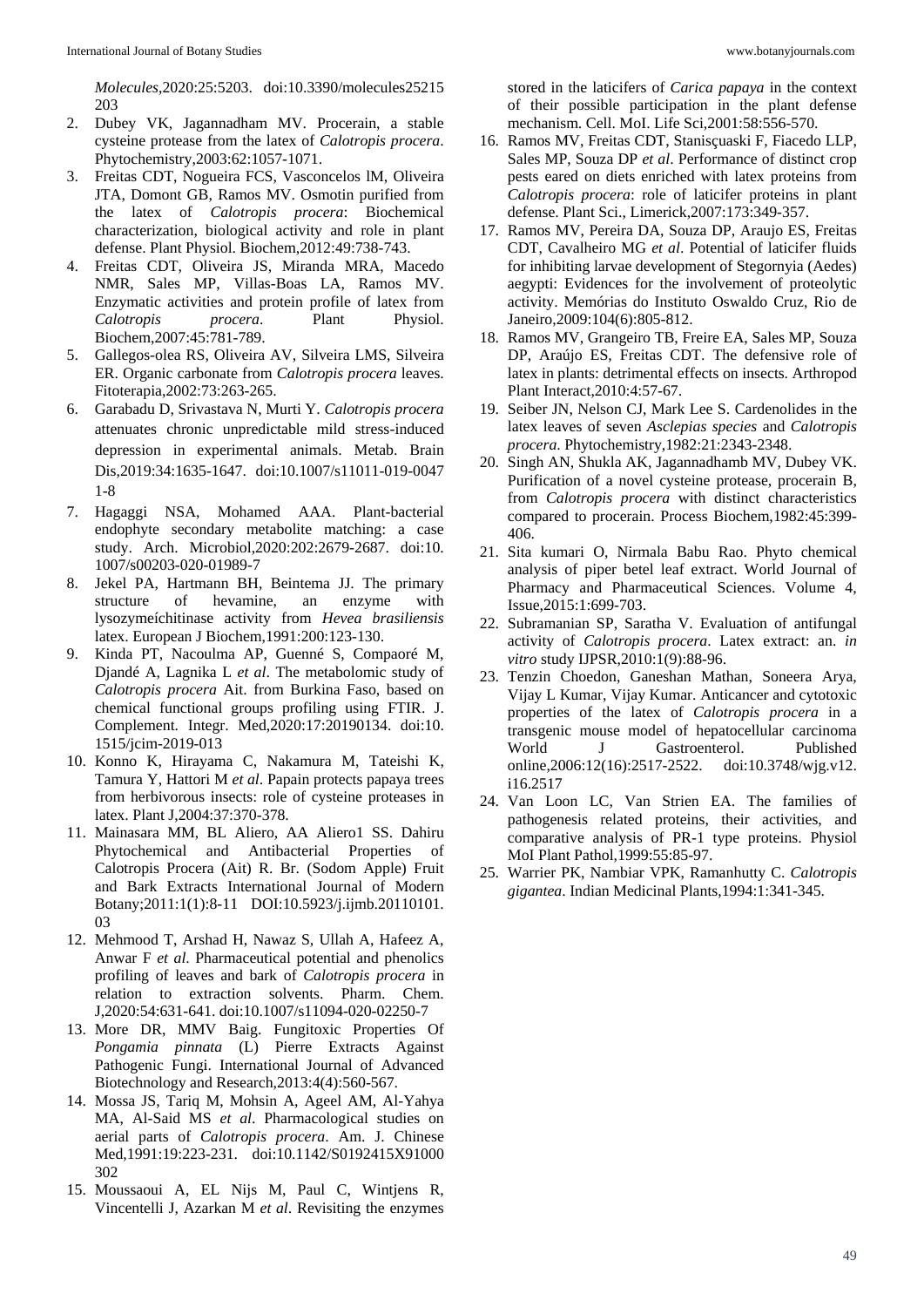*Molecules*,2020:25:5203. doi:10.3390/molecules25215203

2. Dubey VK, Jagannadham MV. Procerain, a stable cysteine protease from the latex of *Calotropis procera*. Phytochemistry,2003:62:1057-1071.
3. Freitas CDT, Nogueira FCS, Vasconcelos lM, Oliveira JTA, Domont GB, Ramos MV. Osmotin purified from the latex of *Calotropis procera*: Biochemical characterization, biological activity and role in plant defense. Plant Physiol. Biochem,2012:49:738-743.
4. Freitas CDT, Oliveira JS, Miranda MRA, Macedo NMR, Sales MP, Villas-Boas LA, Ramos MV. Enzymatic activities and protein profile of latex from *Calotropis procera*. Plant Physiol. Biochem,2007:45:781-789.
5. Gallegos-olea RS, Oliveira AV, Silveira LMS, Silveira ER. Organic carbonate from *Calotropis procera* leaves. Fitoterapia,2002:73:263-265.
6. Garabadu D, Srivastava N, Murti Y. *Calotropis procera* attenuates chronic unpredictable mild stress-induced depression in experimental animals. Metab. Brain Dis,2019:34:1635-1647. doi:10.1007/s11011-019-00471-8
7. Hagaggi NSA, Mohamed AAA. Plant-bacterial endophyte secondary metabolite matching: a case study. Arch. Microbiol,2020:202:2679-2687. doi:10.1007/s00203-020-01989-7
8. Jekel PA, Hartmann BH, Beintema JJ. The primary structure of hevamine, an enzyme with lysozymeíchitinase activity from *Hevea brasiliensis* latex. European J Biochem,1991:200:123-130.
9. Kinda PT, Nacoulma AP, Guenné S, Compaoré M, Djandé A, Lagnika L *et al*. The metabolomic study of *Calotropis procera* Ait. from Burkina Faso, based on chemical functional groups profiling using FTIR. J. Complement. Integr. Med,2020:17:20190134. doi:10.1515/jcim-2019-013
10. Konno K, Hirayama C, Nakamura M, Tateishi K, Tamura Y, Hattori M *et al*. Papain protects papaya trees from herbivorous insects: role of cysteine proteases in latex. Plant J,2004:37:370-378.
11. Mainasara MM, BL Aliero, AA Aliero1 SS. Dahiru Phytochemical and Antibacterial Properties of Calotropis Procera (Ait) R. Br. (Sodom Apple) Fruit and Bark Extracts International Journal of Modern Botany;2011:1(1):8-11 DOI:10.5923/j.ijmb.20110101.03
12. Mehmood T, Arshad H, Nawaz S, Ullah A, Hafeez A, Anwar F *et al.* Pharmaceutical potential and phenolics profiling of leaves and bark of *Calotropis procera* in relation to extraction solvents. Pharm. Chem. J,2020:54:631-641. doi:10.1007/s11094-020-02250-7
13. More DR, MMV Baig. Fungitoxic Properties Of *Pongamia pinnata* (L) Pierre Extracts Against Pathogenic Fungi. International Journal of Advanced Biotechnology and Research,2013:4(4):560-567.
14. Mossa JS, Tariq M, Mohsin A, Ageel AM, Al-Yahya MA, Al-Said MS *et al*. Pharmacological studies on aerial parts of *Calotropis procera*. Am. J. Chinese Med,1991:19:223-231. doi:10.1142/S0192415X91000302
15. Moussaoui A, EL Nijs M, Paul C, Wintjens R, Vincentelli J, Azarkan M *et al*. Revisiting the enzymes stored in the laticifers of *Carica papaya* in the context of their possible participation in the plant defense mechanism. Cell. MoI. Life Sci,2001:58:556-570.
16. Ramos MV, Freitas CDT, Stanisçuaski F, Fiacedo LLP, Sales MP, Souza DP *et al*. Performance of distinct crop pests eared on diets enriched with latex proteins from *Calotropis procera*: role of laticifer proteins in plant defense. Plant Sci., Limerick,2007:173:349-357.
17. Ramos MV, Pereira DA, Souza DP, Araujo ES, Freitas CDT, Cavalheiro MG *et al*. Potential of laticifer fluids for inhibiting larvae development of Stegornyia (Aedes) aegypti: Evidences for the involvement of proteolytic activity. Memórias do Instituto Oswaldo Cruz, Rio de Janeiro,2009:104(6):805-812.
18. Ramos MV, Grangeiro TB, Freire EA, Sales MP, Souza DP, Araújo ES, Freitas CDT. The defensive role of latex in plants: detrimental effects on insects. Arthropod Plant Interact,2010:4:57-67.
19. Seiber JN, Nelson CJ, Mark Lee S. Cardenolides in the latex leaves of seven *Asclepias species* and *Calotropis procera*. Phytochemistry,1982:21:2343-2348.
20. Singh AN, Shukla AK, Jagannadhamb MV, Dubey VK. Purification of a novel cysteine protease, procerain B, from *Calotropis procera* with distinct characteristics compared to procerain. Process Biochem,1982:45:399-406.
21. Sita kumari O, Nirmala Babu Rao. Phyto chemical analysis of piper betel leaf extract. World Journal of Pharmacy and Pharmaceutical Sciences. Volume 4, Issue,2015:1:699-703.
22. Subramanian SP, Saratha V. Evaluation of antifungal activity of *Calotropis procera*. Latex extract: an. *in vitro* study IJPSR,2010:1(9):88-96.
23. Tenzin Choedon, Ganeshan Mathan, Soneera Arya, Vijay L Kumar, Vijay Kumar. Anticancer and cytotoxic properties of the latex of *Calotropis procera* in a transgenic mouse model of hepatocellular carcinoma World J Gastroenterol. Published online,2006:12(16):2517-2522. doi:10.3748/wjg.v12.i16.2517
24. Van Loon LC, Van Strien EA. The families of pathogenesis related proteins, their activities, and comparative analysis of PR-1 type proteins. Physiol MoI Plant Pathol,1999:55:85-97.
25. Warrier PK, Nambiar VPK, Ramanhutty C. *Calotropis gigantea*. Indian Medicinal Plants,1994:1:341-345.